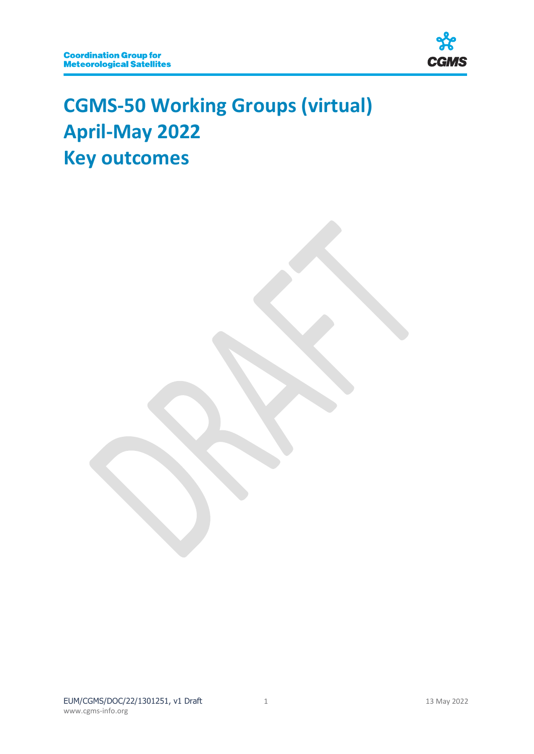**Coordination Group for Meteorological Satellites**

# CGMS-50 Working Groups (virtual) April-May 2022 Key outcomes

DRAFT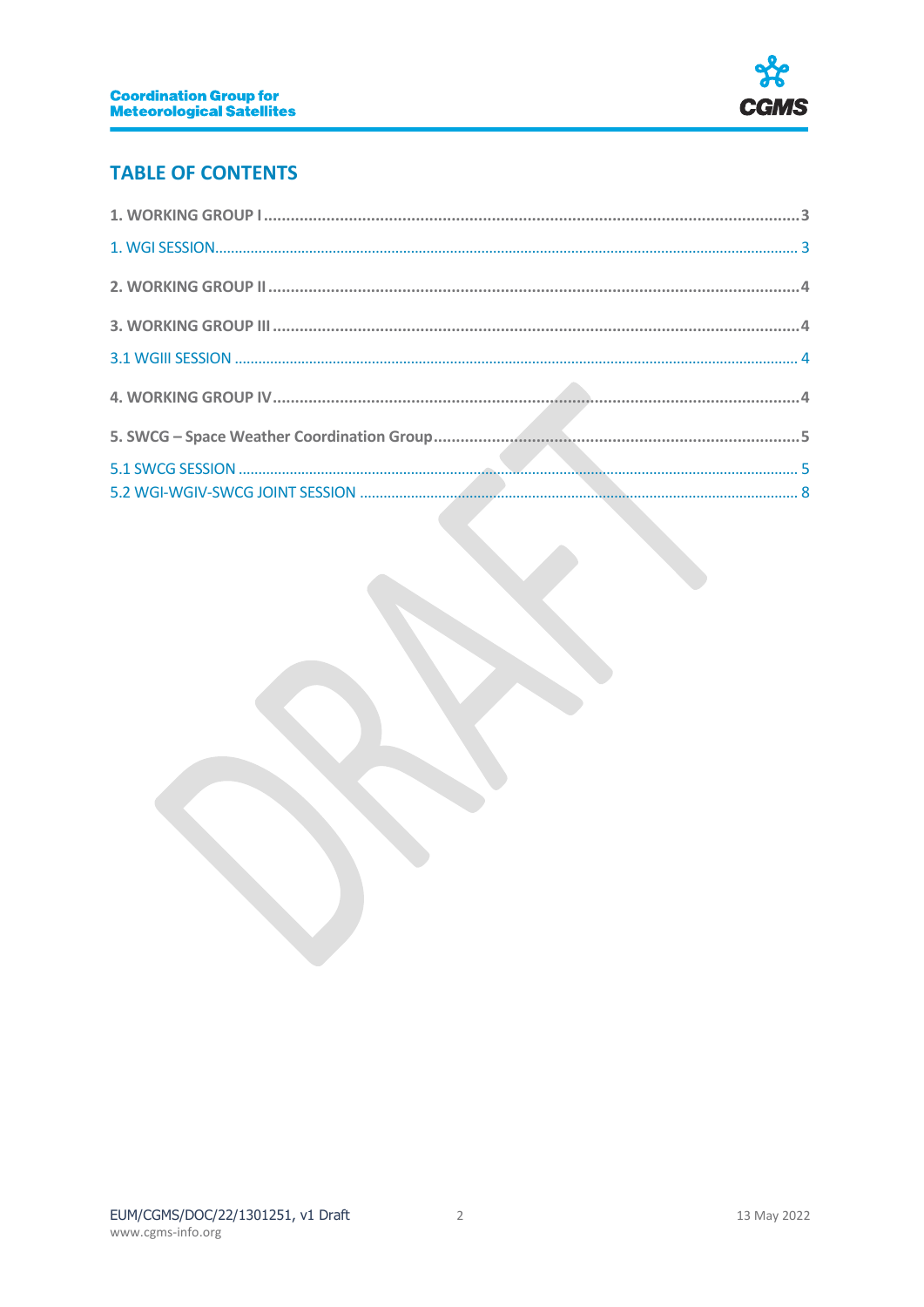## TABLE OF CONTENTS

**1. WORKING GROUP I** .......... 3

1. WGI SESSION .......... 3

**2. WORKING GROUP II** .......... 4

**3. WORKING GROUP III** .......... 4

3.1 WGIII SESSION .......... 4

**4. WORKING GROUP IV** .......... 4

**5. SWCG – Space Weather Coordination Group** .......... 5

5.1 SWCG SESSION .......... 5

5.2 WGI-WGIV-SWCG JOINT SESSION .......... 8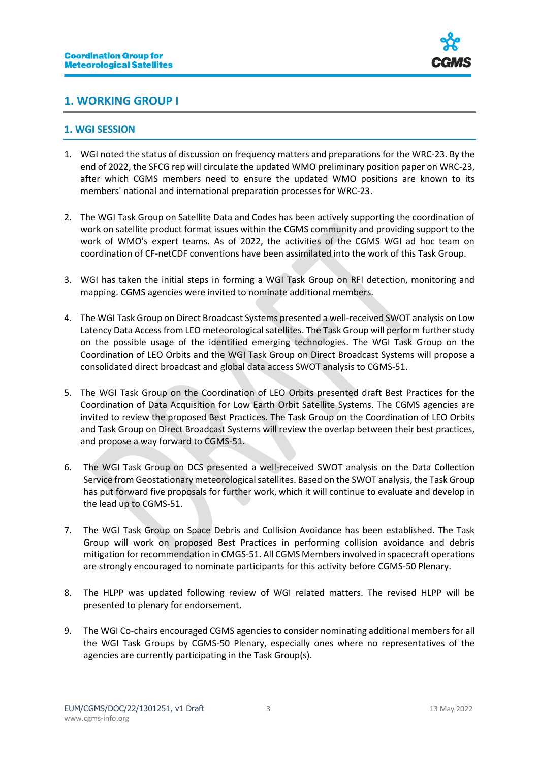# 1. WORKING GROUP I

## 1. WGI SESSION

1. WGI noted the status of discussion on frequency matters and preparations for the WRC-23. By the end of 2022, the SFCG rep will circulate the updated WMO preliminary position paper on WRC-23, after which CGMS members need to ensure the updated WMO positions are known to its members' national and international preparation processes for WRC-23.

2. The WGI Task Group on Satellite Data and Codes has been actively supporting the coordination of work on satellite product format issues within the CGMS community and providing support to the work of WMO's expert teams. As of 2022, the activities of the CGMS WGI ad hoc team on coordination of CF-netCDF conventions have been assimilated into the work of this Task Group.

3. WGI has taken the initial steps in forming a WGI Task Group on RFI detection, monitoring and mapping. CGMS agencies were invited to nominate additional members.

4. The WGI Task Group on Direct Broadcast Systems presented a well-received SWOT analysis on Low Latency Data Access from LEO meteorological satellites. The Task Group will perform further study on the possible usage of the identified emerging technologies. The WGI Task Group on the Coordination of LEO Orbits and the WGI Task Group on Direct Broadcast Systems will propose a consolidated direct broadcast and global data access SWOT analysis to CGMS-51.

5. The WGI Task Group on the Coordination of LEO Orbits presented draft Best Practices for the Coordination of Data Acquisition for Low Earth Orbit Satellite Systems. The CGMS agencies are invited to review the proposed Best Practices. The Task Group on the Coordination of LEO Orbits and Task Group on Direct Broadcast Systems will review the overlap between their best practices, and propose a way forward to CGMS-51.

6. The WGI Task Group on DCS presented a well-received SWOT analysis on the Data Collection Service from Geostationary meteorological satellites. Based on the SWOT analysis, the Task Group has put forward five proposals for further work, which it will continue to evaluate and develop in the lead up to CGMS-51.

7. The WGI Task Group on Space Debris and Collision Avoidance has been established. The Task Group will work on proposed Best Practices in performing collision avoidance and debris mitigation for recommendation in CMGS-51. All CGMS Members involved in spacecraft operations are strongly encouraged to nominate participants for this activity before CGMS-50 Plenary.

8. The HLPP was updated following review of WGI related matters. The revised HLPP will be presented to plenary for endorsement.

9. The WGI Co-chairs encouraged CGMS agencies to consider nominating additional members for all the WGI Task Groups by CGMS-50 Plenary, especially ones where no representatives of the agencies are currently participating in the Task Group(s).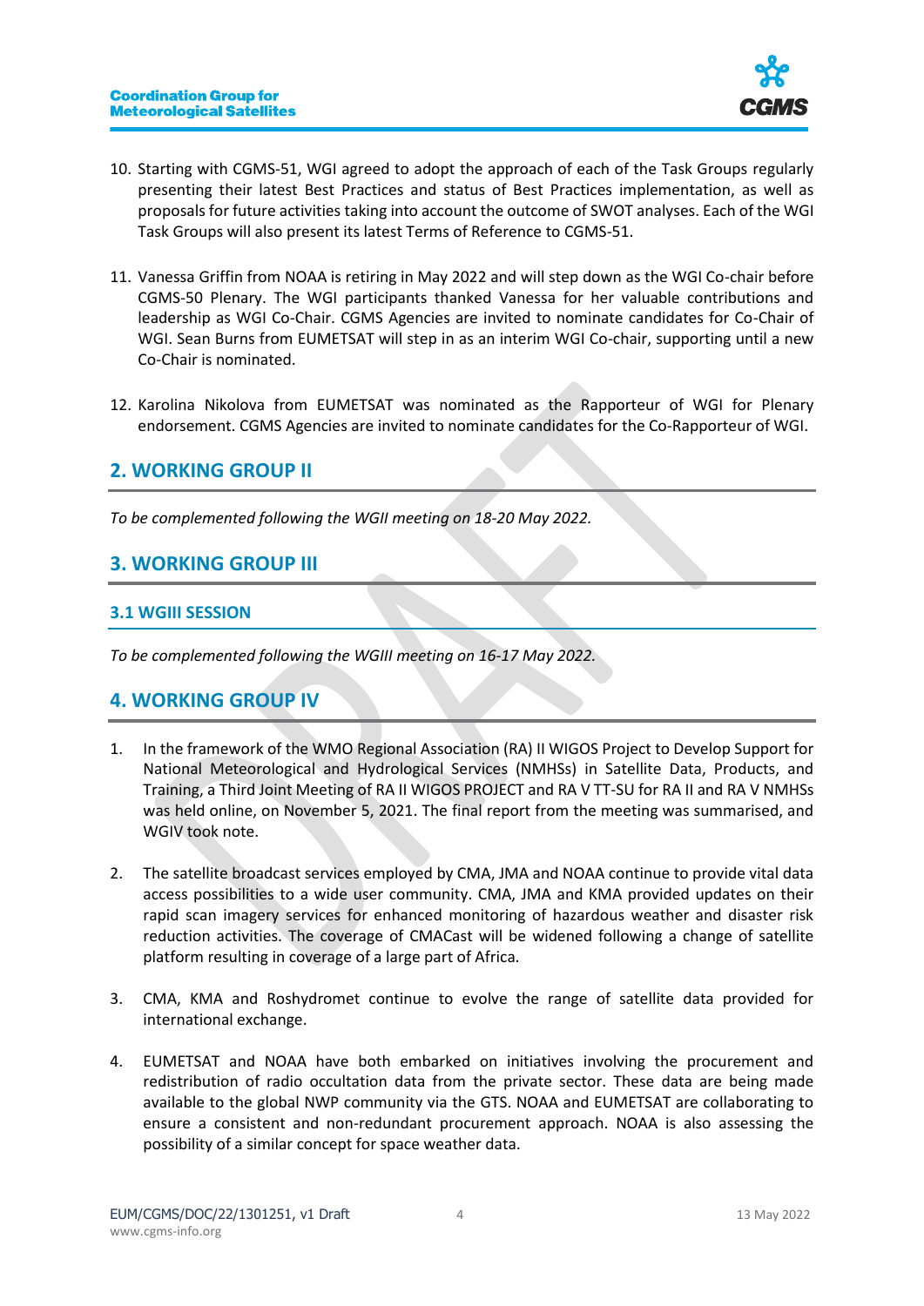10. Starting with CGMS-51, WGI agreed to adopt the approach of each of the Task Groups regularly presenting their latest Best Practices and status of Best Practices implementation, as well as proposals for future activities taking into account the outcome of SWOT analyses. Each of the WGI Task Groups will also present its latest Terms of Reference to CGMS-51.

11. Vanessa Griffin from NOAA is retiring in May 2022 and will step down as the WGI Co-chair before CGMS-50 Plenary. The WGI participants thanked Vanessa for her valuable contributions and leadership as WGI Co-Chair. CGMS Agencies are invited to nominate candidates for Co-Chair of WGI. Sean Burns from EUMETSAT will step in as an interim WGI Co-chair, supporting until a new Co-Chair is nominated.

12. Karolina Nikolova from EUMETSAT was nominated as the Rapporteur of WGI for Plenary endorsement. CGMS Agencies are invited to nominate candidates for the Co-Rapporteur of WGI.

## 2. WORKING GROUP II

*To be complemented following the WGII meeting on 18-20 May 2022.*

## 3. WORKING GROUP III

### 3.1 WGIII SESSION

*To be complemented following the WGIII meeting on 16-17 May 2022.*

## 4. WORKING GROUP IV

1. In the framework of the WMO Regional Association (RA) II WIGOS Project to Develop Support for National Meteorological and Hydrological Services (NMHSs) in Satellite Data, Products, and Training, a Third Joint Meeting of RA II WIGOS PROJECT and RA V TT-SU for RA II and RA V NMHSs was held online, on November 5, 2021. The final report from the meeting was summarised, and WGIV took note.

2. The satellite broadcast services employed by CMA, JMA and NOAA continue to provide vital data access possibilities to a wide user community. CMA, JMA and KMA provided updates on their rapid scan imagery services for enhanced monitoring of hazardous weather and disaster risk reduction activities. The coverage of CMACast will be widened following a change of satellite platform resulting in coverage of a large part of Africa.

3. CMA, KMA and Roshydromet continue to evolve the range of satellite data provided for international exchange.

4. EUMETSAT and NOAA have both embarked on initiatives involving the procurement and redistribution of radio occultation data from the private sector. These data are being made available to the global NWP community via the GTS. NOAA and EUMETSAT are collaborating to ensure a consistent and non-redundant procurement approach. NOAA is also assessing the possibility of a similar concept for space weather data.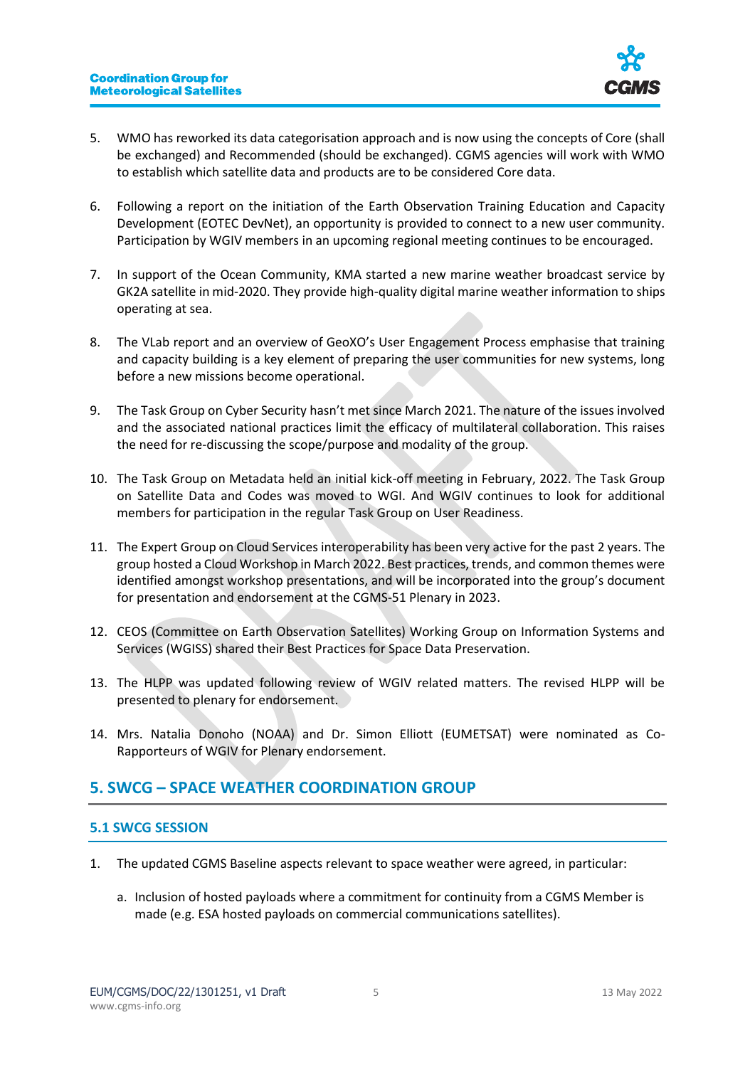5. WMO has reworked its data categorisation approach and is now using the concepts of Core (shall be exchanged) and Recommended (should be exchanged). CGMS agencies will work with WMO to establish which satellite data and products are to be considered Core data.

6. Following a report on the initiation of the Earth Observation Training Education and Capacity Development (EOTEC DevNet), an opportunity is provided to connect to a new user community. Participation by WGIV members in an upcoming regional meeting continues to be encouraged.

7. In support of the Ocean Community, KMA started a new marine weather broadcast service by GK2A satellite in mid-2020. They provide high-quality digital marine weather information to ships operating at sea.

8. The VLab report and an overview of GeoXO's User Engagement Process emphasise that training and capacity building is a key element of preparing the user communities for new systems, long before a new missions become operational.

9. The Task Group on Cyber Security hasn't met since March 2021. The nature of the issues involved and the associated national practices limit the efficacy of multilateral collaboration. This raises the need for re-discussing the scope/purpose and modality of the group.

10. The Task Group on Metadata held an initial kick-off meeting in February, 2022. The Task Group on Satellite Data and Codes was moved to WGI. And WGIV continues to look for additional members for participation in the regular Task Group on User Readiness.

11. The Expert Group on Cloud Services interoperability has been very active for the past 2 years. The group hosted a Cloud Workshop in March 2022. Best practices, trends, and common themes were identified amongst workshop presentations, and will be incorporated into the group's document for presentation and endorsement at the CGMS-51 Plenary in 2023.

12. CEOS (Committee on Earth Observation Satellites) Working Group on Information Systems and Services (WGISS) shared their Best Practices for Space Data Preservation.

13. The HLPP was updated following review of WGIV related matters. The revised HLPP will be presented to plenary for endorsement.

14. Mrs. Natalia Donoho (NOAA) and Dr. Simon Elliott (EUMETSAT) were nominated as Co-Rapporteurs of WGIV for Plenary endorsement.

## 5. SWCG – SPACE WEATHER COORDINATION GROUP

### 5.1 SWCG SESSION

1. The updated CGMS Baseline aspects relevant to space weather were agreed, in particular:

   a. Inclusion of hosted payloads where a commitment for continuity from a CGMS Member is made (e.g. ESA hosted payloads on commercial communications satellites).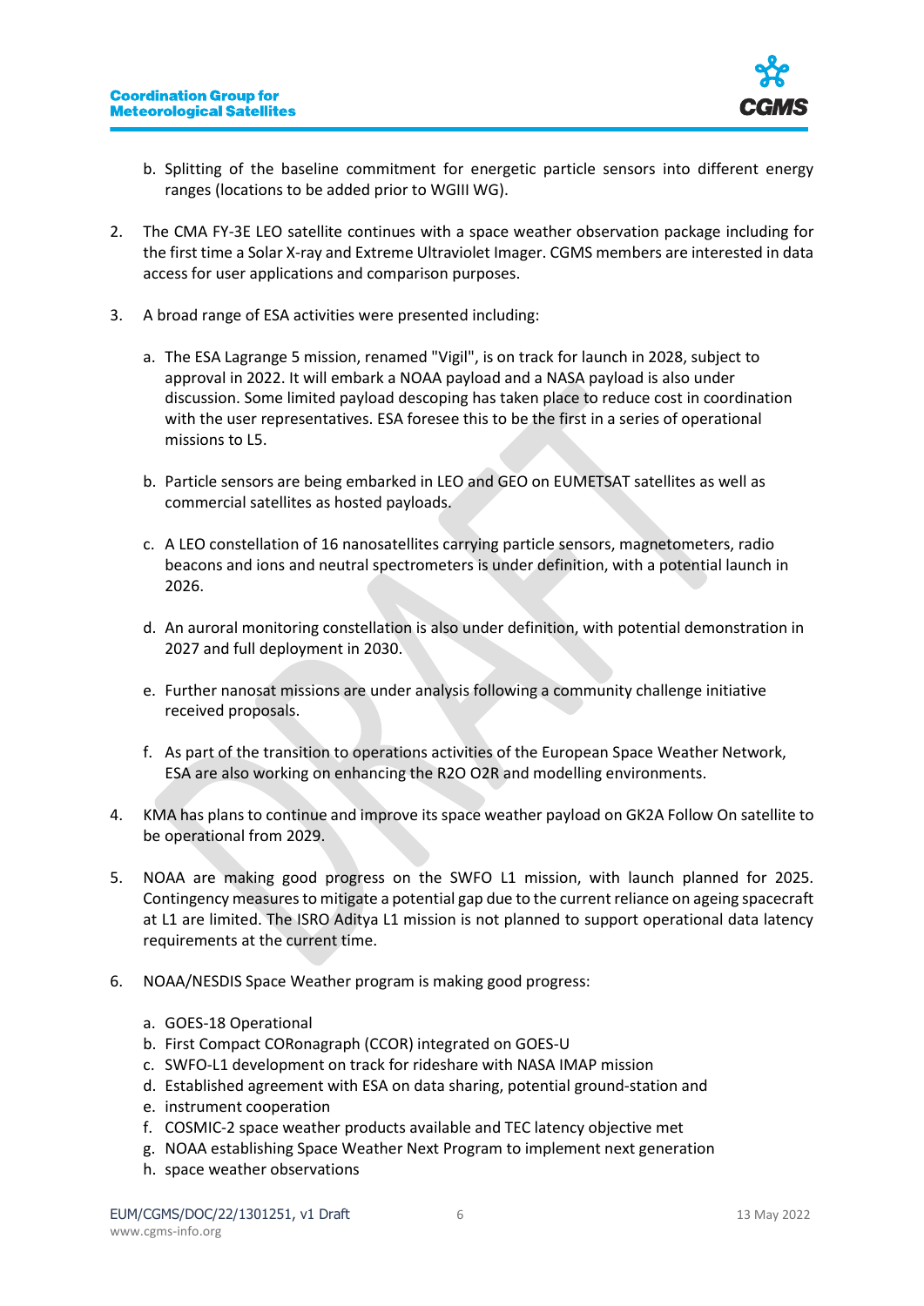b. Splitting of the baseline commitment for energetic particle sensors into different energy ranges (locations to be added prior to WGIII WG).

2. The CMA FY-3E LEO satellite continues with a space weather observation package including for the first time a Solar X-ray and Extreme Ultraviolet Imager. CGMS members are interested in data access for user applications and comparison purposes.

3. A broad range of ESA activities were presented including:

   a. The ESA Lagrange 5 mission, renamed "Vigil", is on track for launch in 2028, subject to approval in 2022. It will embark a NOAA payload and a NASA payload is also under discussion. Some limited payload descoping has taken place to reduce cost in coordination with the user representatives. ESA foresee this to be the first in a series of operational missions to L5.

   b. Particle sensors are being embarked in LEO and GEO on EUMETSAT satellites as well as commercial satellites as hosted payloads.

   c. A LEO constellation of 16 nanosatellites carrying particle sensors, magnetometers, radio beacons and ions and neutral spectrometers is under definition, with a potential launch in 2026.

   d. An auroral monitoring constellation is also under definition, with potential demonstration in 2027 and full deployment in 2030.

   e. Further nanosat missions are under analysis following a community challenge initiative received proposals.

   f. As part of the transition to operations activities of the European Space Weather Network, ESA are also working on enhancing the R2O O2R and modelling environments.

4. KMA has plans to continue and improve its space weather payload on GK2A Follow On satellite to be operational from 2029.

5. NOAA are making good progress on the SWFO L1 mission, with launch planned for 2025. Contingency measures to mitigate a potential gap due to the current reliance on ageing spacecraft at L1 are limited. The ISRO Aditya L1 mission is not planned to support operational data latency requirements at the current time.

6. NOAA/NESDIS Space Weather program is making good progress:

   a. GOES-18 Operational
   b. First Compact COROnagraph (CCOR) integrated on GOES-U
   c. SWFO-L1 development on track for rideshare with NASA IMAP mission
   d. Established agreement with ESA on data sharing, potential ground-station and
   e. instrument cooperation
   f. COSMIC-2 space weather products available and TEC latency objective met
   g. NOAA establishing Space Weather Next Program to implement next generation
   h. space weather observations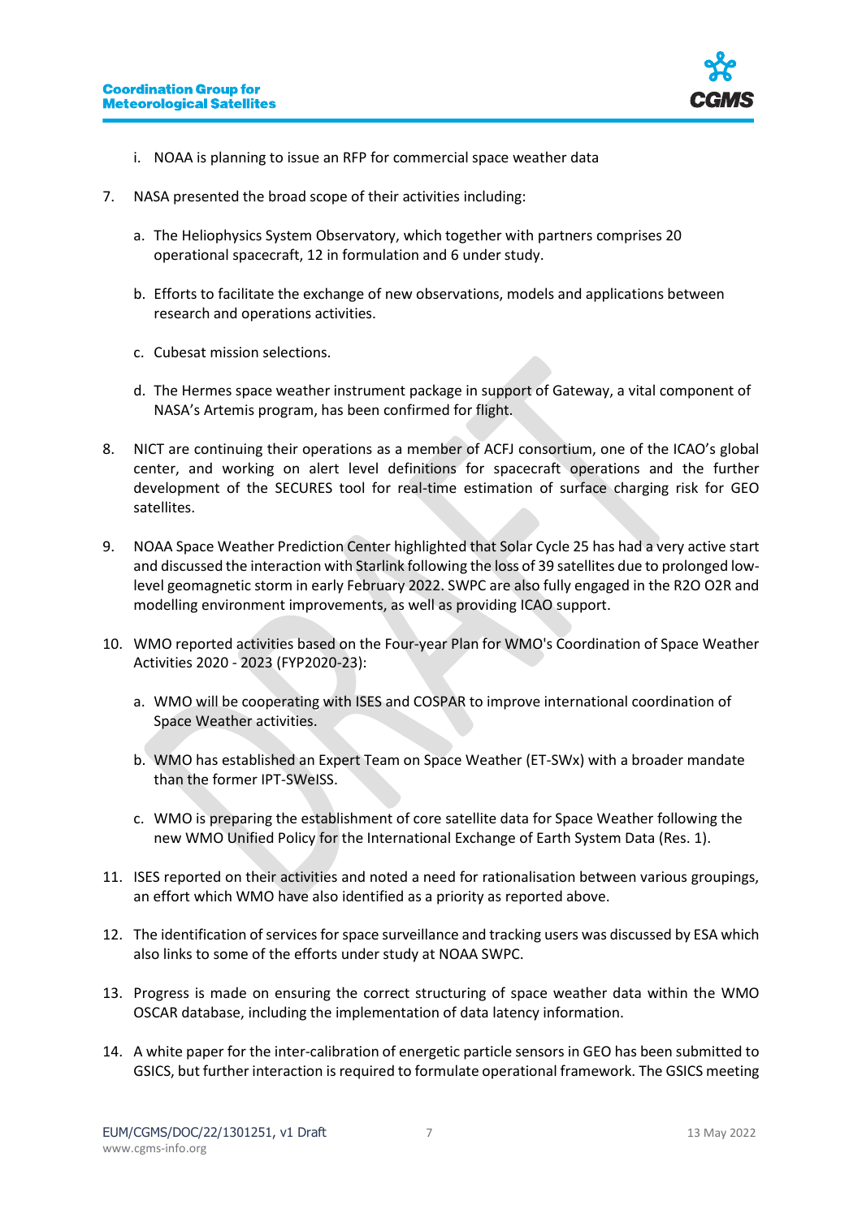i. NOAA is planning to issue an RFP for commercial space weather data

7. NASA presented the broad scope of their activities including:

   a. The Heliophysics System Observatory, which together with partners comprises 20 operational spacecraft, 12 in formulation and 6 under study.

   b. Efforts to facilitate the exchange of new observations, models and applications between research and operations activities.

   c. Cubesat mission selections.

   d. The Hermes space weather instrument package in support of Gateway, a vital component of NASA's Artemis program, has been confirmed for flight.

8. NICT are continuing their operations as a member of ACFJ consortium, one of the ICAO's global center, and working on alert level definitions for spacecraft operations and the further development of the SECURES tool for real-time estimation of surface charging risk for GEO satellites.

9. NOAA Space Weather Prediction Center highlighted that Solar Cycle 25 has had a very active start and discussed the interaction with Starlink following the loss of 39 satellites due to prolonged low-level geomagnetic storm in early February 2022. SWPC are also fully engaged in the R2O O2R and modelling environment improvements, as well as providing ICAO support.

10. WMO reported activities based on the Four-year Plan for WMO's Coordination of Space Weather Activities 2020 - 2023 (FYP2020-23):

    a. WMO will be cooperating with ISES and COSPAR to improve international coordination of Space Weather activities.

    b. WMO has established an Expert Team on Space Weather (ET-SWx) with a broader mandate than the former IPT-SWeISS.

    c. WMO is preparing the establishment of core satellite data for Space Weather following the new WMO Unified Policy for the International Exchange of Earth System Data (Res. 1).

11. ISES reported on their activities and noted a need for rationalisation between various groupings, an effort which WMO have also identified as a priority as reported above.

12. The identification of services for space surveillance and tracking users was discussed by ESA which also links to some of the efforts under study at NOAA SWPC.

13. Progress is made on ensuring the correct structuring of space weather data within the WMO OSCAR database, including the implementation of data latency information.

14. A white paper for the inter-calibration of energetic particle sensors in GEO has been submitted to GSICS, but further interaction is required to formulate operational framework. The GSICS meeting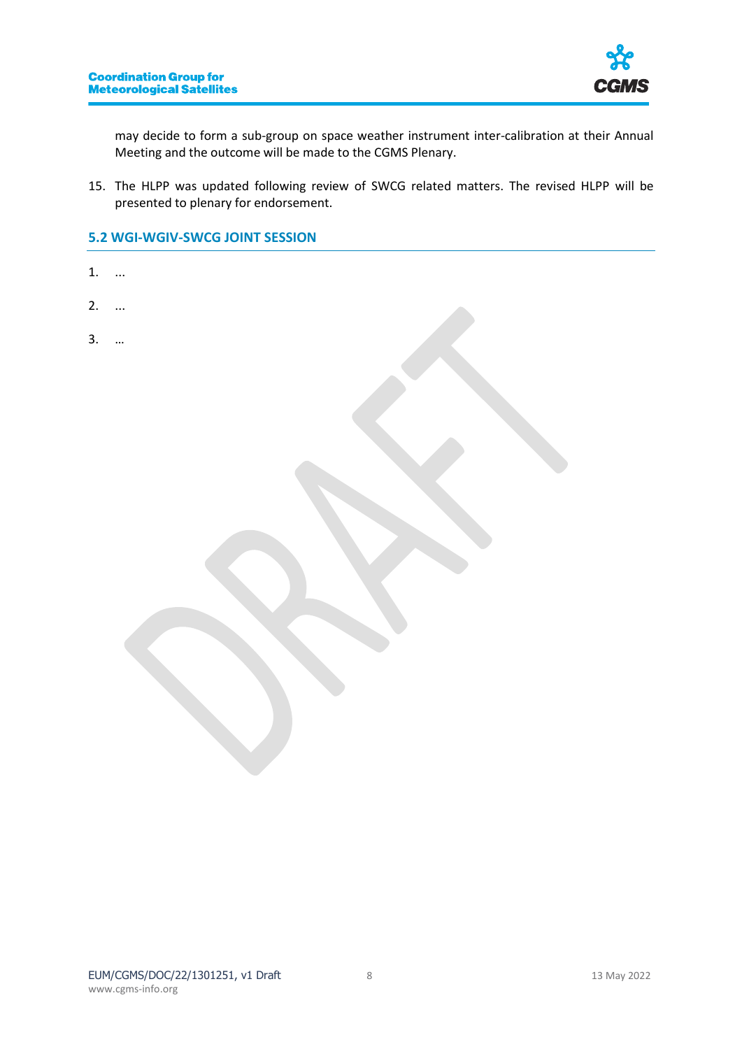may decide to form a sub-group on space weather instrument inter-calibration at their Annual Meeting and the outcome will be made to the CGMS Plenary.

15. The HLPP was updated following review of SWCG related matters. The revised HLPP will be presented to plenary for endorsement.

## 5.2 WGI-WGIV-SWCG JOINT SESSION

1. ...
2. ...
3. …